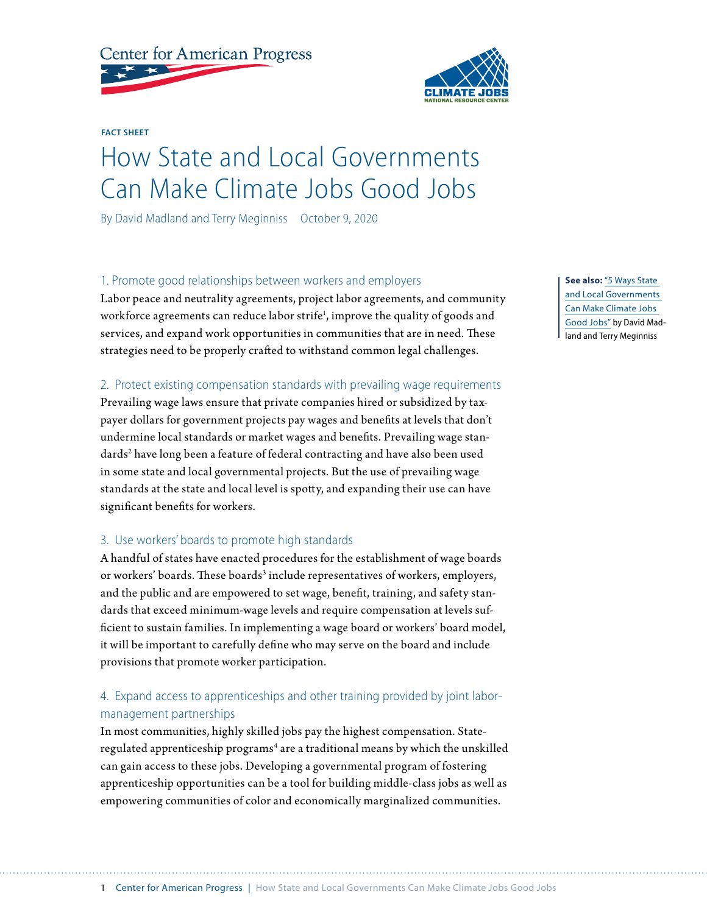FACT SHEET

# How State and Local Governments Can Make Climate Jobs Good Jobs

By David Madland and Terry Meginniss October 9, 2020

**See also:** "5 Ways State and Local Governments Can Make Climate Jobs Good Jobs" by David Madland and Terry Meginniss

## 1. Promote good relationships between workers and employers

Labor peace and neutrality agreements, project labor agreements, and community workforce agreements can reduce labor strife[1], improve the quality of goods and services, and expand work opportunities in communities that are in need. These strategies need to be properly crafted to withstand common legal challenges.

## 2. Protect existing compensation standards with prevailing wage requirements

Prevailing wage laws ensure that private companies hired or subsidized by taxpayer dollars for government projects pay wages and benefits at levels that don't undermine local standards or market wages and benefits. Prevailing wage standards[2] have long been a feature of federal contracting and have also been used in some state and local governmental projects. But the use of prevailing wage standards at the state and local level is spotty, and expanding their use can have significant benefits for workers.

## 3. Use workers' boards to promote high standards

A handful of states have enacted procedures for the establishment of wage boards or workers' boards. These boards[3] include representatives of workers, employers, and the public and are empowered to set wage, benefit, training, and safety standards that exceed minimum-wage levels and require compensation at levels sufficient to sustain families. In implementing a wage board or workers' board model, it will be important to carefully define who may serve on the board and include provisions that promote worker participation.

## 4. Expand access to apprenticeships and other training provided by joint labor-management partnerships

In most communities, highly skilled jobs pay the highest compensation. State-regulated apprenticeship programs[4] are a traditional means by which the unskilled can gain access to these jobs. Developing a governmental program of fostering apprenticeship opportunities can be a tool for building middle-class jobs as well as empowering communities of color and economically marginalized communities.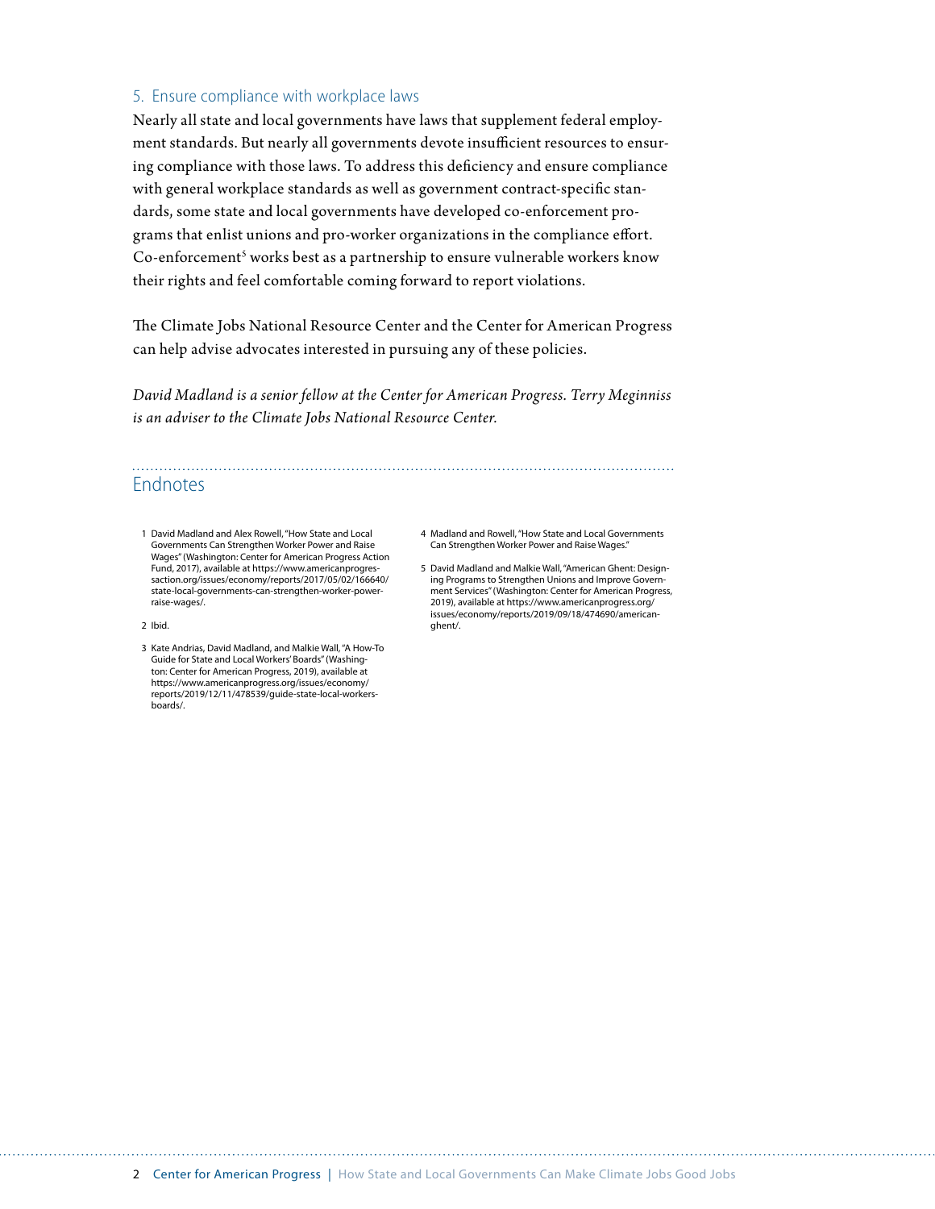### 5. Ensure compliance with workplace laws

Nearly all state and local governments have laws that supplement federal employment standards. But nearly all governments devote insufficient resources to ensuring compliance with those laws. To address this deficiency and ensure compliance with general workplace standards as well as government contract-specific standards, some state and local governments have developed co-enforcement programs that enlist unions and pro-worker organizations in the compliance effort. Co-enforcement[5] works best as a partnership to ensure vulnerable workers know their rights and feel comfortable coming forward to report violations.

The Climate Jobs National Resource Center and the Center for American Progress can help advise advocates interested in pursuing any of these policies.

*David Madland is a senior fellow at the Center for American Progress. Terry Meginniss is an adviser to the Climate Jobs National Resource Center.*

## Endnotes

1 David Madland and Alex Rowell, "How State and Local Governments Can Strengthen Worker Power and Raise Wages" (Washington: Center for American Progress Action Fund, 2017), available at https://www.americanprogressaction.org/issues/economy/reports/2017/05/02/166640/state-local-governments-can-strengthen-worker-power-raise-wages/.

2 Ibid.

3 Kate Andrias, David Madland, and Malkie Wall, "A How-To Guide for State and Local Workers' Boards" (Washington: Center for American Progress, 2019), available at https://www.americanprogress.org/issues/economy/reports/2019/12/11/478539/guide-state-local-workers-boards/.

4 Madland and Rowell, "How State and Local Governments Can Strengthen Worker Power and Raise Wages."

5 David Madland and Malkie Wall, "American Ghent: Designing Programs to Strengthen Unions and Improve Government Services" (Washington: Center for American Progress, 2019), available at https://www.americanprogress.org/issues/economy/reports/2019/09/18/474690/american-ghent/.